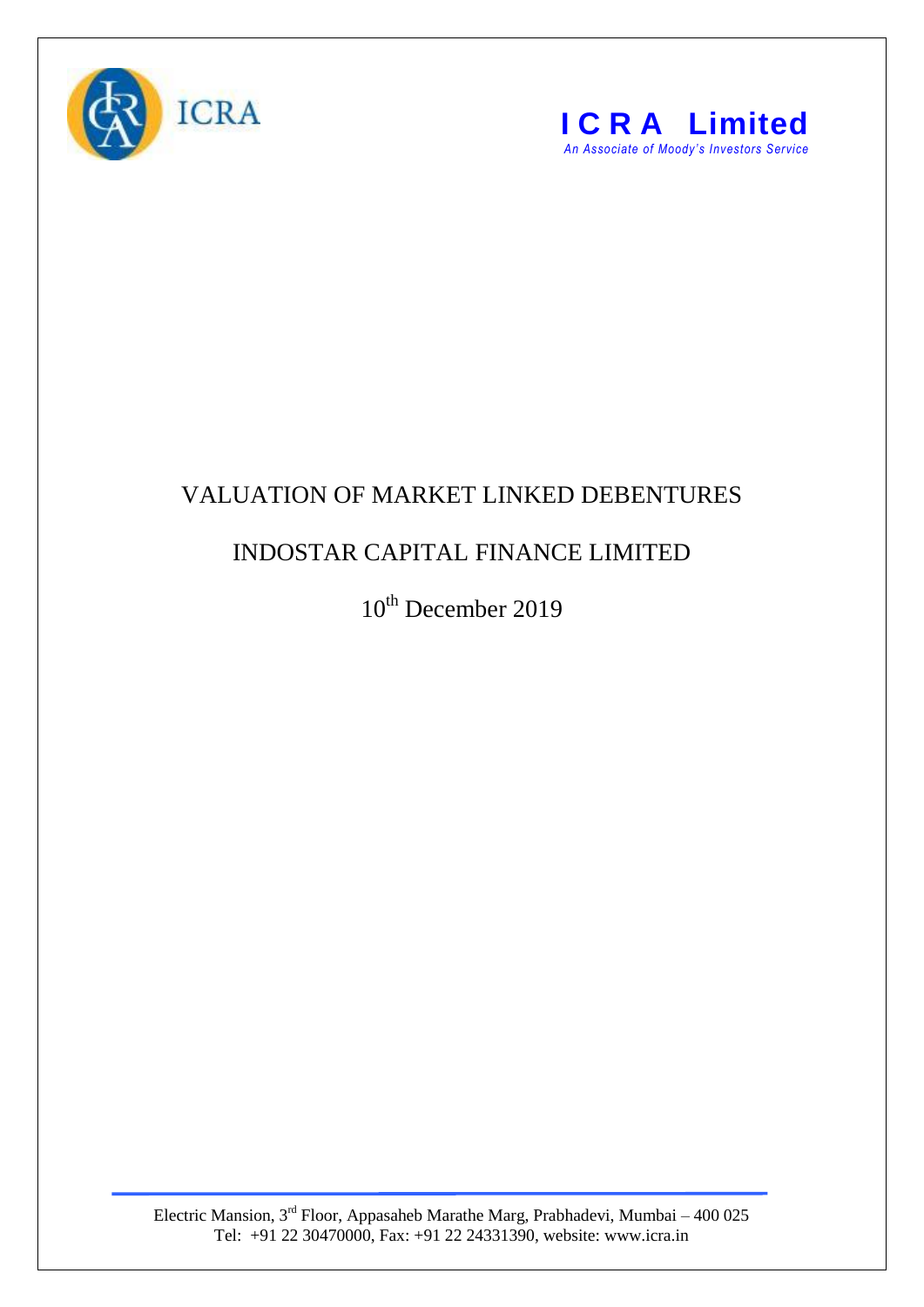ICRA

**ICRA Limited**

*An Associate of Moody's Investors Service*

# VALUATION OF MARKET LINKED DEBENTURES

## INDOSTAR CAPITAL FINANCE LIMITED

10th December 2019

Electric Mansion, 3rd Floor, Appasaheb Marathe Marg, Prabhadevi, Mumbai – 400 025
Tel: +91 22 30470000, Fax: +91 22 24331390, website: www.icra.in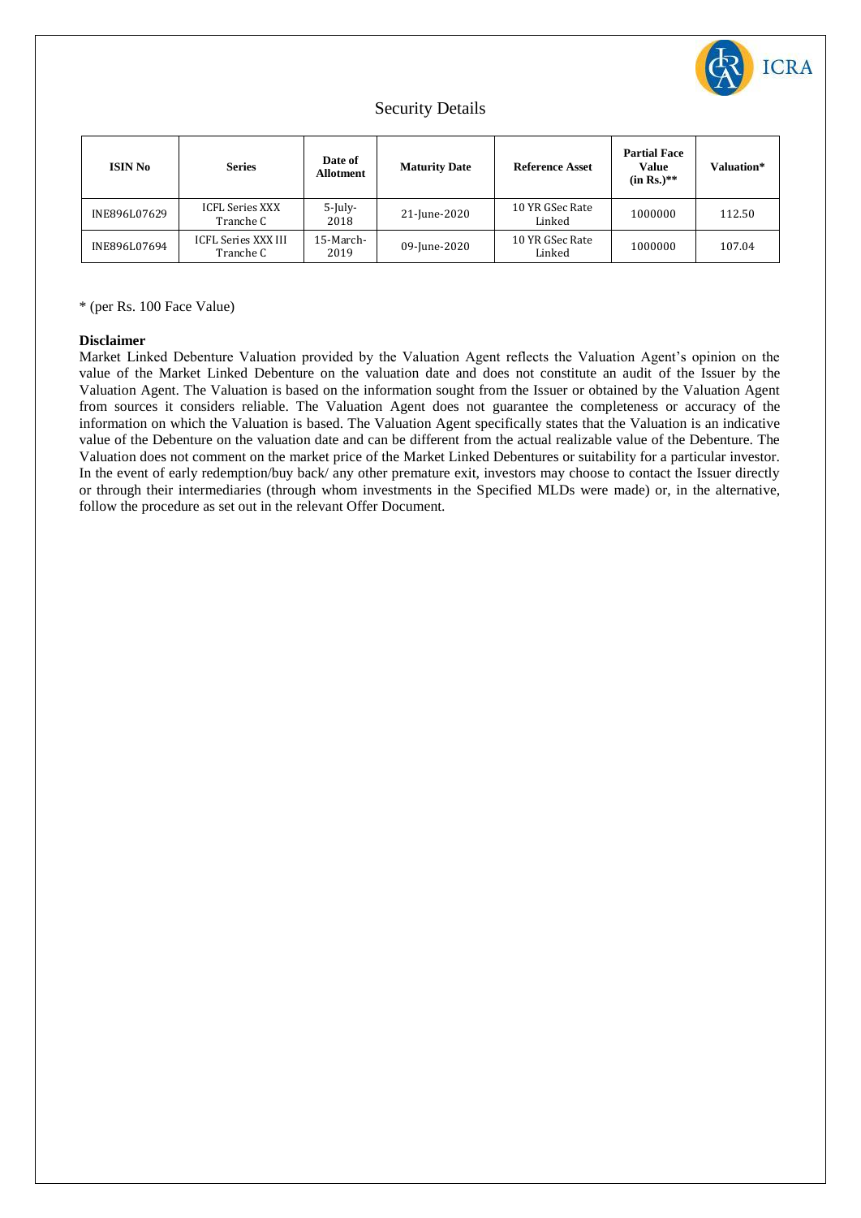## Security Details

| ISIN No | Series | Date of Allotment | Maturity Date | Reference Asset | Partial Face Value (in Rs.)** | Valuation* |
|---|---|---|---|---|---|---|
| INE896L07629 | ICFL Series XXX Tranche C | 5-July-2018 | 21-June-2020 | 10 YR GSec Rate Linked | 1000000 | 112.50 |
| INE896L07694 | ICFL Series XXX III Tranche C | 15-March-2019 | 09-June-2020 | 10 YR GSec Rate Linked | 1000000 | 107.04 |

* (per Rs. 100 Face Value)

**Disclaimer**

Market Linked Debenture Valuation provided by the Valuation Agent reflects the Valuation Agent's opinion on the value of the Market Linked Debenture on the valuation date and does not constitute an audit of the Issuer by the Valuation Agent. The Valuation is based on the information sought from the Issuer or obtained by the Valuation Agent from sources it considers reliable. The Valuation Agent does not guarantee the completeness or accuracy of the information on which the Valuation is based. The Valuation Agent specifically states that the Valuation is an indicative value of the Debenture on the valuation date and can be different from the actual realizable value of the Debenture. The Valuation does not comment on the market price of the Market Linked Debentures or suitability for a particular investor. In the event of early redemption/buy back/ any other premature exit, investors may choose to contact the Issuer directly or through their intermediaries (through whom investments in the Specified MLDs were made) or, in the alternative, follow the procedure as set out in the relevant Offer Document.